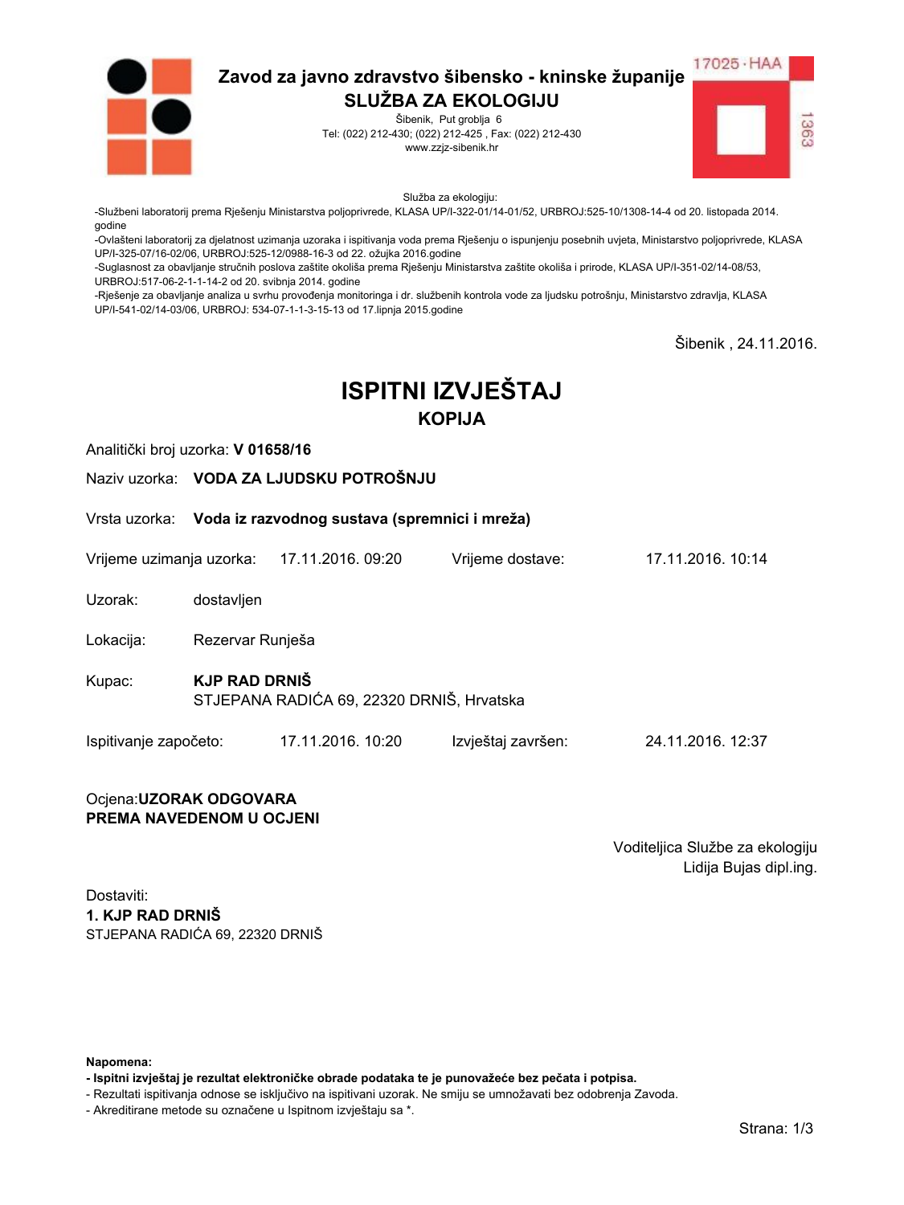# Zavod za javno zdravstvo šibensko - kninske županije

## SLUŽBA ZA EKOLOGIJU

Šibenik, Put groblja 6
Tel: (022) 212-430; (022) 212-425 , Fax: (022) 212-430
www.zzjz-sibenik.hr

17025 · HAA
1363

Služba za ekologiju:

-Službeni laboratorij prema Rješenju Ministarstva poljoprivrede, KLASA UP/I-322-01/14-01/52, URBROJ:525-10/1308-14-4 od 20. listopada 2014. godine
-Ovlašteni laboratorij za djelatnost uzimanja uzoraka i ispitivanja voda prema Rješenju o ispunjenju posebnih uvjeta, Ministarstvo poljoprivrede, KLASA UP/I-325-07/16-02/06, URBROJ:525-12/0988-16-3 od 22. ožujka 2016.godine
-Suglasnost za obavljanje stručnih poslova zaštite okoliša prema Rješenju Ministarstva zaštite okoliša i prirode, KLASA UP/I-351-02/14-08/53, URBROJ:517-06-2-1-1-14-2 od 20. svibnja 2014. godine
-Rješenje za obavljanje analiza u svrhu provođenja monitoringa i dr. službenih kontrola vode za ljudsku potrošnju, Ministarstvo zdravlja, KLASA UP/I-541-02/14-03/06, URBROJ: 534-07-1-1-3-15-13 od 17.lipnja 2015.godine

Šibenik , 24.11.2016.

# ISPITNI IZVJEŠTAJ

## KOPIJA

Analitički broj uzorka: **V 01658/16**

Naziv uzorka: **VODA ZA LJUDSKU POTROŠNJU**

Vrsta uzorka: **Voda iz razvodnog sustava (spremnici i mreža)**

Vrijeme uzimanja uzorka: 17.11.2016. 09:20 Vrijeme dostave: 17.11.2016. 10:14

Uzorak: dostavljen

Lokacija: Rezervar Runješa

Kupac: **KJP RAD DRNIŠ**
STJEPANA RADIĆA 69, 22320 DRNIŠ, Hrvatska

Ispitivanje započeto: 17.11.2016. 10:20 Izvještaj završen: 24.11.2016. 12:37

Ocjena:**UZORAK ODGOVARA PREMA NAVEDENOM U OCJENI**

Voditeljica Službe za ekologiju
Lidija Bujas dipl.ing.

Dostaviti:
**1. KJP RAD DRNIŠ**
STJEPANA RADIĆA 69, 22320 DRNIŠ

**Napomena:**
**- Ispitni izvještaj je rezultat elektroničke obrade podataka te je punovažeće bez pečata i potpisa.**
- Rezultati ispitivanja odnose se isključivo na ispitivani uzorak. Ne smiju se umnožavati bez odobrenja Zavoda.
- Akreditirane metode su označene u Ispitnom izvještaju sa *.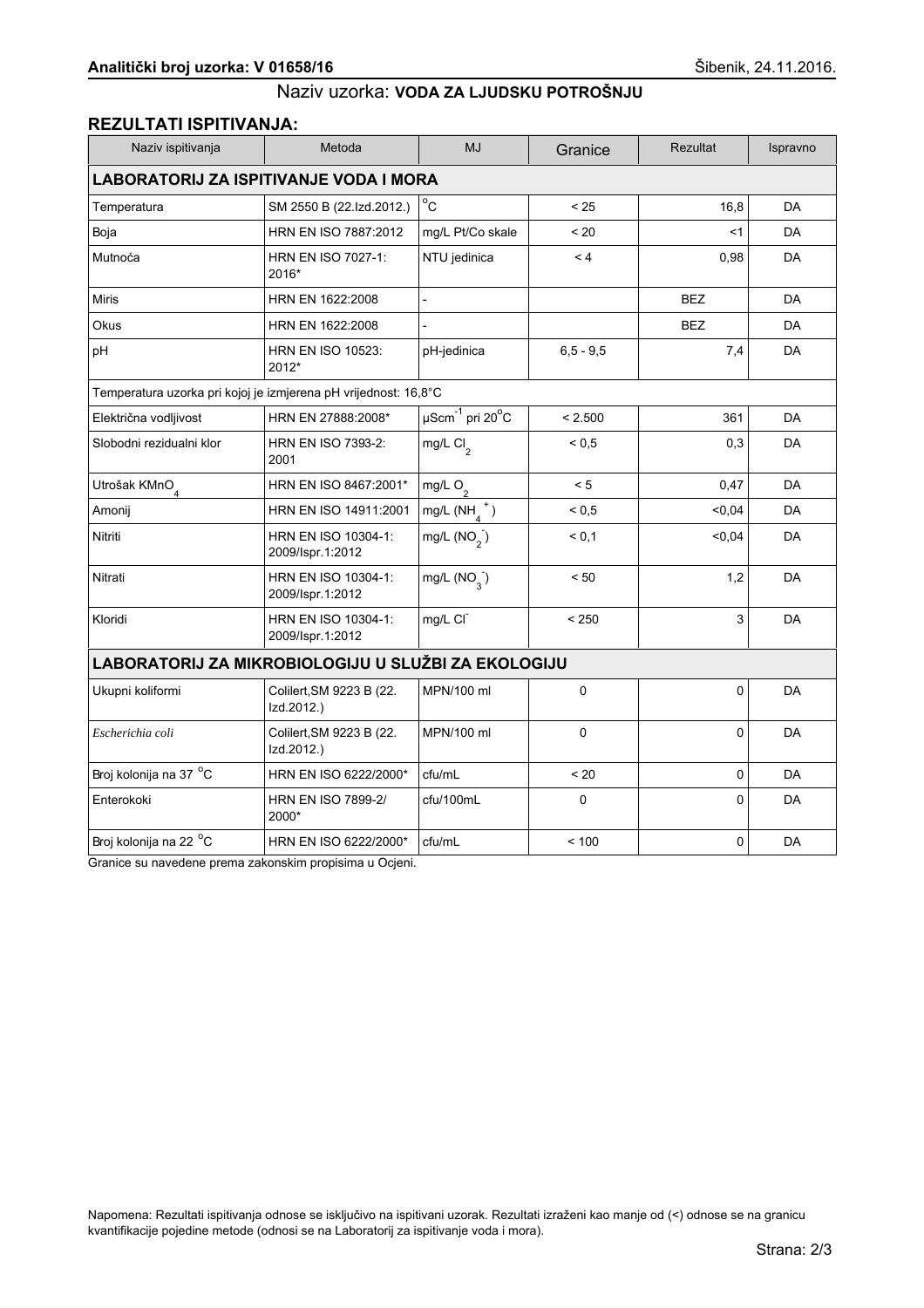**Analitički broj uzorka: V 01658/16** Šibenik, 24.11.2016.

Naziv uzorka: **VODA ZA LJUDSKU POTROŠNJU**

## REZULTATI ISPITIVANJA:

| Naziv ispitivanja | Metoda | MJ | Granice | Rezultat | Ispravno |
|---|---|---|---|---|---|
| **LABORATORIJ ZA ISPITIVANJE VODA I MORA** | | | | | |
| Temperatura | SM 2550 B (22.Izd.2012.) | °C | < 25 | 16,8 | DA |
| Boja | HRN EN ISO 7887:2012 | mg/L Pt/Co skale | < 20 | <1 | DA |
| Mutnoća | HRN EN ISO 7027-1: 2016* | NTU jedinica | < 4 | 0,98 | DA |
| Miris | HRN EN 1622:2008 | - | | BEZ | DA |
| Okus | HRN EN 1622:2008 | - | | BEZ | DA |
| pH | HRN EN ISO 10523: 2012* | pH-jedinica | 6,5 - 9,5 | 7,4 | DA |
| Temperatura uzorka pri kojoj je izmjerena pH vrijednost: 16,8°C | | | | | |
| Električna vodljivost | HRN EN 27888:2008* | $\mu Scm^{-1}$ pri 20°C | < 2.500 | 361 | DA |
| Slobodni rezidualni klor | HRN EN ISO 7393-2: 2001 | mg/L $Cl_2$ | < 0,5 | 0,3 | DA |
| Utrošak $KMnO_4$ | HRN EN ISO 8467:2001* | mg/L $O_2$ | < 5 | 0,47 | DA |
| Amonij | HRN EN ISO 14911:2001 | mg/L ($NH_4^+$) | < 0,5 | <0,04 | DA |
| Nitriti | HRN EN ISO 10304-1: 2009/Ispr.1:2012 | mg/L ($NO_2^-$) | < 0,1 | <0,04 | DA |
| Nitrati | HRN EN ISO 10304-1: 2009/Ispr.1:2012 | mg/L ($NO_3^-$) | < 50 | 1,2 | DA |
| Kloridi | HRN EN ISO 10304-1: 2009/Ispr.1:2012 | mg/L $Cl^-$ | < 250 | 3 | DA |
| **LABORATORIJ ZA MIKROBIOLOGIJU U SLUŽBI ZA EKOLOGIJU** | | | | | |
| Ukupni koliformi | Colilert,SM 9223 B (22. Izd.2012.) | MPN/100 ml | 0 | 0 | DA |
| *Escherichia coli* | Colilert,SM 9223 B (22. Izd.2012.) | MPN/100 ml | 0 | 0 | DA |
| Broj kolonija na 37 °C | HRN EN ISO 6222/2000* | cfu/mL | < 20 | 0 | DA |
| Enterokoki | HRN EN ISO 7899-2/ 2000* | cfu/100mL | 0 | 0 | DA |
| Broj kolonija na 22 °C | HRN EN ISO 6222/2000* | cfu/mL | < 100 | 0 | DA |

Granice su navedene prema zakonskim propisima u Ocjeni.

Napomena: Rezultati ispitivanja odnose se isključivo na ispitivani uzorak. Rezultati izraženi kao manje od (<) odnose se na granicu kvantifikacije pojedine metode (odnosi se na Laboratorij za ispitivanje voda i mora).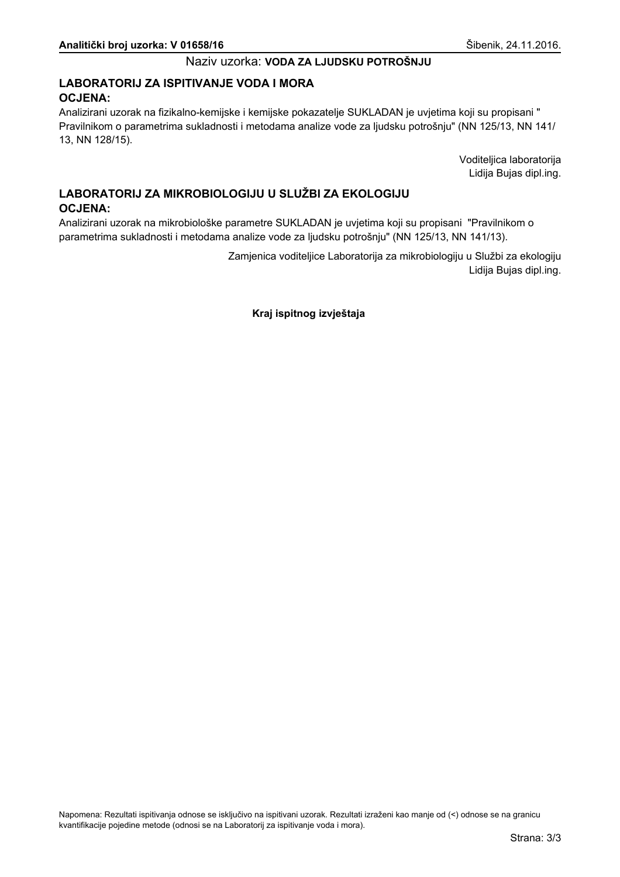**Analitički broj uzorka: V 01658/16** Šibenik, 24.11.2016.

Naziv uzorka: **VODA ZA LJUDSKU POTROŠNJU**

## LABORATORIJ ZA ISPITIVANJE VODA I MORA

### OCJENA:

Analizirani uzorak na fizikalno-kemijske i kemijske pokazatelje SUKLADAN je uvjetima koji su propisani " Pravilnikom o parametrima sukladnosti i metodama analize vode za ljudsku potrošnju" (NN 125/13, NN 141/13, NN 128/15).

Voditeljica laboratorija
Lidija Bujas dipl.ing.

## LABORATORIJ ZA MIKROBIOLOGIJU U SLUŽBI ZA EKOLOGIJU

### OCJENA:

Analizirani uzorak na mikrobiološke parametre SUKLADAN je uvjetima koji su propisani "Pravilnikom o parametrima sukladnosti i metodama analize vode za ljudsku potrošnju" (NN 125/13, NN 141/13).

Zamjenica voditeljice Laboratorija za mikrobiologiju u Službi za ekologiju
Lidija Bujas dipl.ing.

**Kraj ispitnog izvještaja**

Napomena: Rezultati ispitivanja odnose se isključivo na ispitivani uzorak. Rezultati izraženi kao manje od (<) odnose se na granicu kvantifikacije pojedine metode (odnosi se na Laboratorij za ispitivanje voda i mora).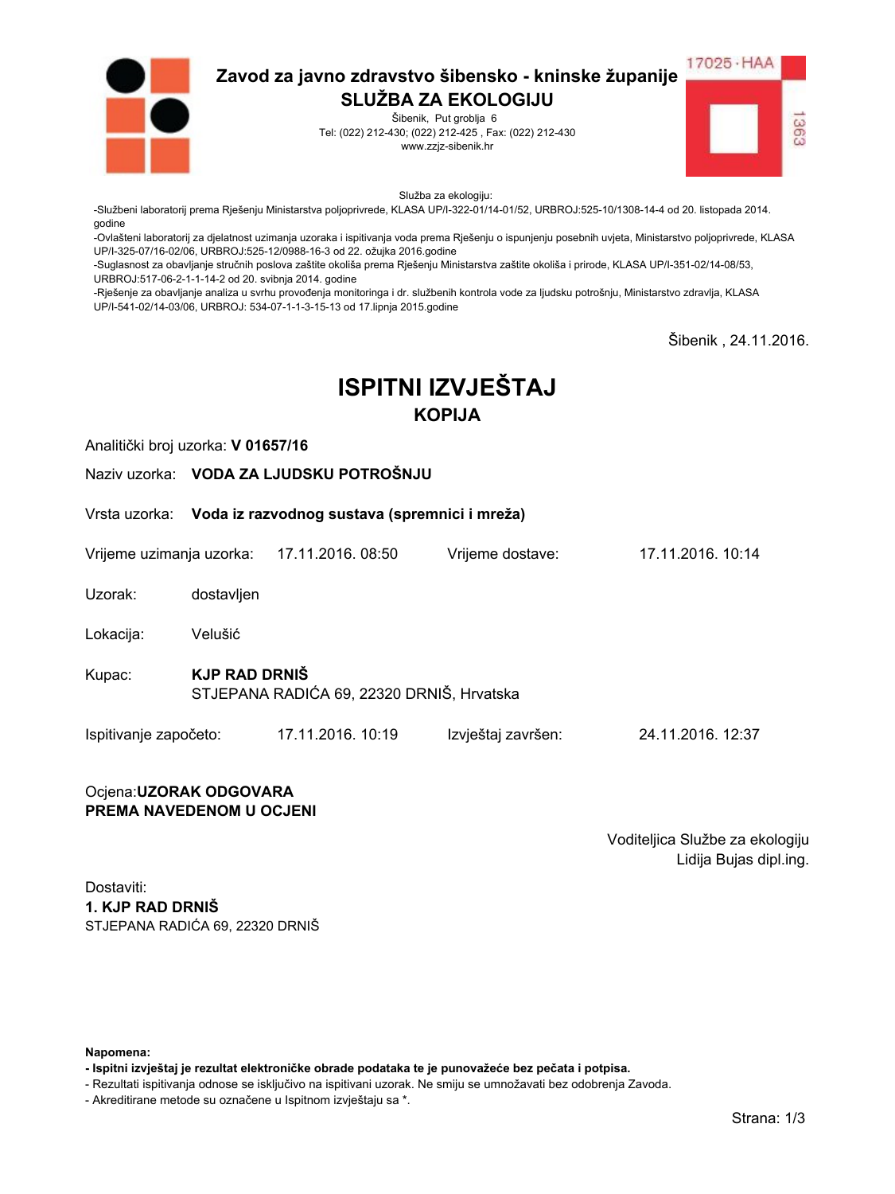**Zavod za javno zdravstvo šibensko - kninske županije**
**SLUŽBA ZA EKOLOGIJU**
Šibenik, Put groblja 6
Tel: (022) 212-430; (022) 212-425 , Fax: (022) 212-430
www.zzjz-sibenik.hr

17025 · HAA
1363

Služba za ekologiju:
-Službeni laboratorij prema Rješenju Ministarstva poljoprivrede, KLASA UP/I-322-01/14-01/52, URBROJ:525-10/1308-14-4 od 20. listopada 2014. godine
-Ovlašteni laboratorij za djelatnost uzimanja uzoraka i ispitivanja voda prema Rješenju o ispunjenju posebnih uvjeta, Ministarstvo poljoprivrede, KLASA UP/I-325-07/16-02/06, URBROJ:525-12/0988-16-3 od 22. ožujka 2016.godine
-Suglasnost za obavljanje stručnih poslova zaštite okoliša prema Rješenju Ministarstva zaštite okoliša i prirode, KLASA UP/I-351-02/14-08/53, URBROJ:517-06-2-1-1-14-2 od 20. svibnja 2014. godine
-Rješenje za obavljanje analiza u svrhu provođenja monitoringa i dr. službenih kontrola vode za ljudsku potrošnju, Ministarstvo zdravlja, KLASA UP/I-541-02/14-03/06, URBROJ: 534-07-1-1-3-15-13 od 17.lipnja 2015.godine

Šibenik , 24.11.2016.

# ISPITNI IZVJEŠTAJ
## KOPIJA

Analitički broj uzorka: **V 01657/16**

Naziv uzorka: **VODA ZA LJUDSKU POTROŠNJU**

Vrsta uzorka: **Voda iz razvodnog sustava (spremnici i mreža)**

Vrijeme uzimanja uzorka: 17.11.2016. 08:50 Vrijeme dostave: 17.11.2016. 10:14

Uzorak: dostavljen

Lokacija: Velušić

Kupac: **KJP RAD DRNIŠ**
STJEPANA RADIĆA 69, 22320 DRNIŠ, Hrvatska

Ispitivanje započeto: 17.11.2016. 10:19 Izvještaj završen: 24.11.2016. 12:37

Ocjena:**UZORAK ODGOVARA PREMA NAVEDENOM U OCJENI**

Voditeljica Službe za ekologiju
Lidija Bujas dipl.ing.

Dostaviti:
**1. KJP RAD DRNIŠ**
STJEPANA RADIĆA 69, 22320 DRNIŠ

**Napomena:**
**- Ispitni izvještaj je rezultat elektroničke obrade podataka te je punovažeće bez pečata i potpisa.**
- Rezultati ispitivanja odnose se isključivo na ispitivani uzorak. Ne smiju se umnožavati bez odobrenja Zavoda.
- Akreditirane metode su označene u Ispitnom izvještaju sa *.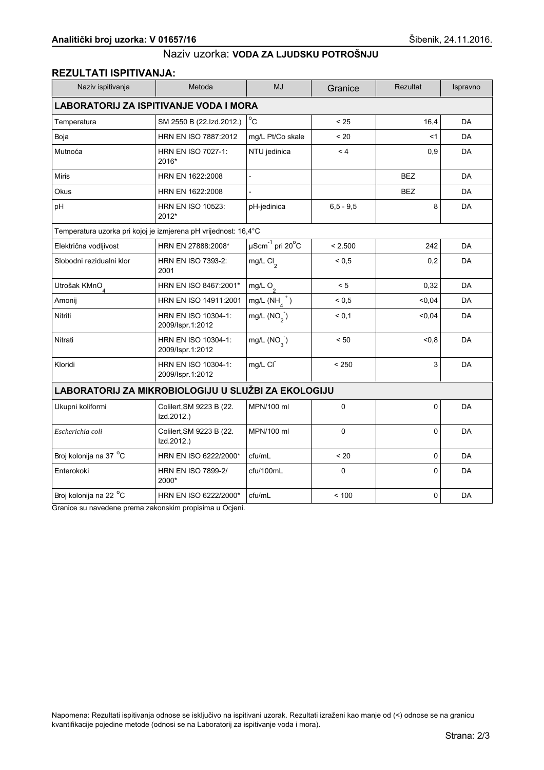**Analitički broj uzorka: V 01657/16** Šibenik, 24.11.2016.

Naziv uzorka: **VODA ZA LJUDSKU POTROŠNJU**

## REZULTATI ISPITIVANJA:

| Naziv ispitivanja | Metoda | MJ | Granice | Rezultat | Ispravno |
|---|---|---|---|---|---|
| **LABORATORIJ ZA ISPITIVANJE VODA I MORA** | | | | | |
| Temperatura | SM 2550 B (22.Izd.2012.) | $^{o}C$ | < 25 | 16,4 | DA |
| Boja | HRN EN ISO 7887:2012 | mg/L Pt/Co skale | < 20 | <1 | DA |
| Mutnoća | HRN EN ISO 7027-1: 2016* | NTU jedinica | < 4 | 0,9 | DA |
| Miris | HRN EN 1622:2008 | - | | BEZ | DA |
| Okus | HRN EN 1622:2008 | - | | BEZ | DA |
| pH | HRN EN ISO 10523: 2012* | pH-jedinica | 6,5 - 9,5 | 8 | DA |
| Temperatura uzorka pri kojoj je izmjerena pH vrijednost: 16,4°C | | | | | |
| Električna vodljivost | HRN EN 27888:2008* | $\mu Scm^{-1}$ pri $20^{o}C$ | < 2.500 | 242 | DA |
| Slobodni rezidualni klor | HRN EN ISO 7393-2: 2001 | mg/L $Cl_2$ | < 0,5 | 0,2 | DA |
| Utrošak $KMnO_4$ | HRN EN ISO 8467:2001* | mg/L $O_2$ | < 5 | 0,32 | DA |
| Amonij | HRN EN ISO 14911:2001 | mg/L ($NH_4^+$) | < 0,5 | <0,04 | DA |
| Nitriti | HRN EN ISO 10304-1: 2009/Ispr.1:2012 | mg/L ($NO_2^-$) | < 0,1 | <0,04 | DA |
| Nitrati | HRN EN ISO 10304-1: 2009/Ispr.1:2012 | mg/L ($NO_3^-$) | < 50 | <0,8 | DA |
| Kloridi | HRN EN ISO 10304-1: 2009/Ispr.1:2012 | mg/L $Cl^-$ | < 250 | 3 | DA |
| **LABORATORIJ ZA MIKROBIOLOGIJU U SLUŽBI ZA EKOLOGIJU** | | | | | |
| Ukupni koliformi | Colilert,SM 9223 B (22. Izd.2012.) | MPN/100 ml | 0 | 0 | DA |
| *Escherichia coli* | Colilert,SM 9223 B (22. Izd.2012.) | MPN/100 ml | 0 | 0 | DA |
| Broj kolonija na 37 $^{o}C$ | HRN EN ISO 6222/2000* | cfu/mL | < 20 | 0 | DA |
| Enterokoki | HRN EN ISO 7899-2/ 2000* | cfu/100mL | 0 | 0 | DA |
| Broj kolonija na 22 $^{o}C$ | HRN EN ISO 6222/2000* | cfu/mL | < 100 | 0 | DA |

Granice su navedene prema zakonskim propisima u Ocjeni.

Napomena: Rezultati ispitivanja odnose se isključivo na ispitivani uzorak. Rezultati izraženi kao manje od (<) odnose se na granicu kvantifikacije pojedine metode (odnosi se na Laboratorij za ispitivanje voda i mora).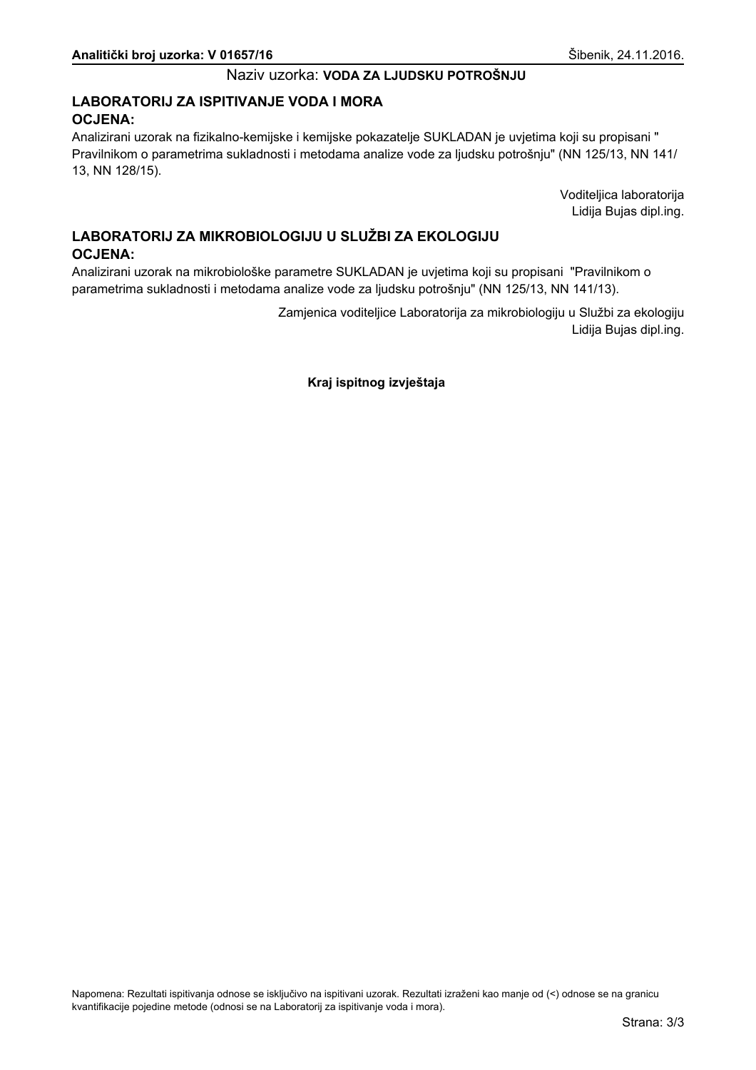**Analitički broj uzorka: V 01657/16** Šibenik, 24.11.2016.

Naziv uzorka: **VODA ZA LJUDSKU POTROŠNJU**

## LABORATORIJ ZA ISPITIVANJE VODA I MORA

**OCJENA:**

Analizirani uzorak na fizikalno-kemijske i kemijske pokazatelje SUKLADAN je uvjetima koji su propisani " Pravilnikom o parametrima sukladnosti i metodama analize vode za ljudsku potrošnju" (NN 125/13, NN 141/13, NN 128/15).

Voditeljica laboratorija
Lidija Bujas dipl.ing.

## LABORATORIJ ZA MIKROBIOLOGIJU U SLUŽBI ZA EKOLOGIJU

**OCJENA:**

Analizirani uzorak na mikrobiološke parametre SUKLADAN je uvjetima koji su propisani "Pravilnikom o parametrima sukladnosti i metodama analize vode za ljudsku potrošnju" (NN 125/13, NN 141/13).

Zamjenica voditeljice Laboratorija za mikrobiologiju u Službi za ekologiju
Lidija Bujas dipl.ing.

**Kraj ispitnog izvještaja**

Napomena: Rezultati ispitivanja odnose se isključivo na ispitivani uzorak. Rezultati izraženi kao manje od (<) odnose se na granicu kvantifikacije pojedine metode (odnosi se na Laboratorij za ispitivanje voda i mora).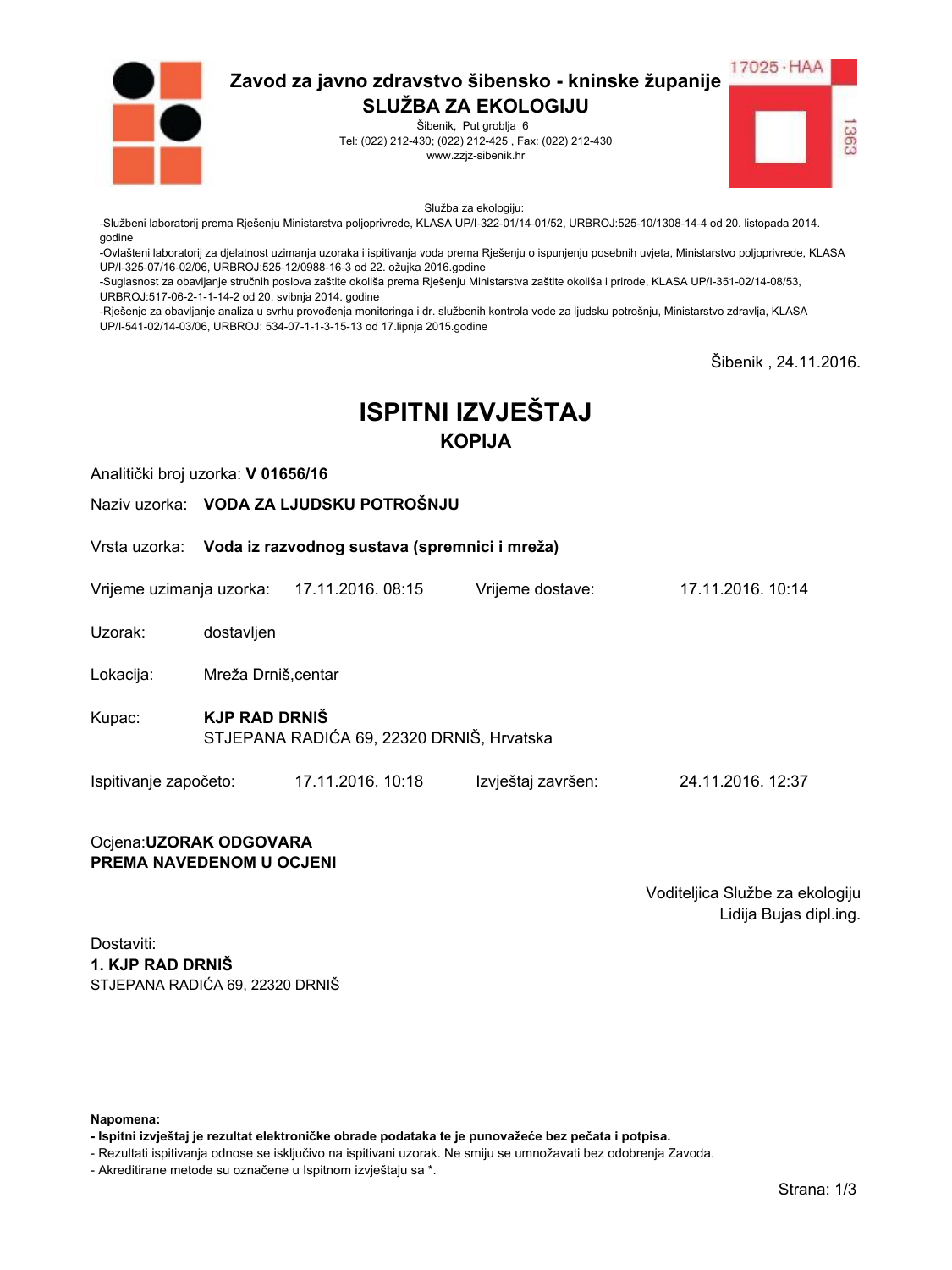# Zavod za javno zdravstvo šibensko - kninske županije
## SLUŽBA ZA EKOLOGIJU

Šibenik, Put groblja 6
Tel: (022) 212-430; (022) 212-425 , Fax: (022) 212-430
www.zzjz-sibenik.hr

17025 · HAA
1363

Služba za ekologiju:
-Službeni laboratorij prema Rješenju Ministarstva poljoprivrede, KLASA UP/I-322-01/14-01/52, URBROJ:525-10/1308-14-4 od 20. listopada 2014. godine
-Ovlašteni laboratorij za djelatnost uzimanja uzoraka i ispitivanja voda prema Rješenju o ispunjenju posebnih uvjeta, Ministarstvo poljoprivrede, KLASA UP/I-325-07/16-02/06, URBROJ:525-12/0988-16-3 od 22. ožujka 2016.godine
-Suglasnost za obavljanje stručnih poslova zaštite okoliša prema Rješenju Ministarstva zaštite okoliša i prirode, KLASA UP/I-351-02/14-08/53, URBROJ:517-06-2-1-1-14-2 od 20. svibnja 2014. godine
-Rješenje za obavljanje analiza u svrhu provođenja monitoringa i dr. službenih kontrola vode za ljudsku potrošnju, Ministarstvo zdravlja, KLASA UP/I-541-02/14-03/06, URBROJ: 534-07-1-1-3-15-13 od 17.lipnja 2015.godine

Šibenik , 24.11.2016.

# ISPITNI IZVJEŠTAJ
## KOPIJA

Analitički broj uzorka: **V 01656/16**

Naziv uzorka: **VODA ZA LJUDSKU POTROŠNJU**

Vrsta uzorka: **Voda iz razvodnog sustava (spremnici i mreža)**

Vrijeme uzimanja uzorka: 17.11.2016. 08:15 Vrijeme dostave: 17.11.2016. 10:14

Uzorak: dostavljen

Lokacija: Mreža Drniš,centar

Kupac: **KJP RAD DRNIŠ**
STJEPANA RADIĆA 69, 22320 DRNIŠ, Hrvatska

Ispitivanje započeto: 17.11.2016. 10:18 Izvještaj završen: 24.11.2016. 12:37

Ocjena:**UZORAK ODGOVARA PREMA NAVEDENOM U OCJENI**

Voditeljica Službe za ekologiju
Lidija Bujas dipl.ing.

Dostaviti:
**1. KJP RAD DRNIŠ**
STJEPANA RADIĆA 69, 22320 DRNIŠ

**Napomena:**
**- Ispitni izvještaj je rezultat elektroničke obrade podataka te je punovažeće bez pečata i potpisa.**
- Rezultati ispitivanja odnose se isključivo na ispitivani uzorak. Ne smiju se umnožavati bez odobrenja Zavoda.
- Akreditirane metode su označene u Ispitnom izvještaju sa *.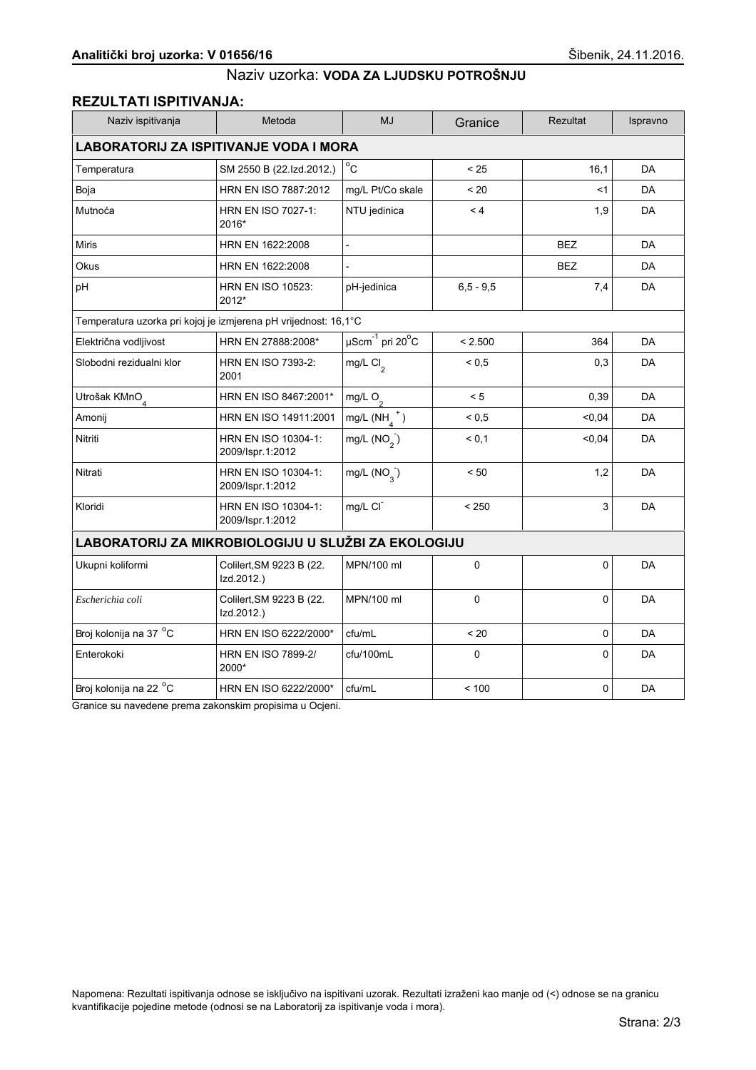**Analitički broj uzorka: V 01656/16** Šibenik, 24.11.2016.

Naziv uzorka: **VODA ZA LJUDSKU POTROŠNJU**

## REZULTATI ISPITIVANJA:

| Naziv ispitivanja | Metoda | MJ | Granice | Rezultat | Ispravno |
|---|---|---|---|---|---|
| **LABORATORIJ ZA ISPITIVANJE VODA I MORA** | | | | | |
| Temperatura | SM 2550 B (22.Izd.2012.) | $^{o}C$ | < 25 | 16,1 | DA |
| Boja | HRN EN ISO 7887:2012 | mg/L Pt/Co skale | < 20 | <1 | DA |
| Mutnoća | HRN EN ISO 7027-1: 2016* | NTU jedinica | < 4 | 1,9 | DA |
| Miris | HRN EN 1622:2008 | - | | BEZ | DA |
| Okus | HRN EN 1622:2008 | - | | BEZ | DA |
| pH | HRN EN ISO 10523: 2012* | pH-jedinica | 6,5 - 9,5 | 7,4 | DA |
| Temperatura uzorka pri kojoj je izmjerena pH vrijednost: 16,1°C | | | | | |
| Električna vodljivost | HRN EN 27888:2008* | $\mu Scm^{-1}$ pri $20^{o}C$ | < 2.500 | 364 | DA |
| Slobodni rezidualni klor | HRN EN ISO 7393-2: 2001 | mg/L $Cl_2$ | < 0,5 | 0,3 | DA |
| Utrošak $KMnO_4$ | HRN EN ISO 8467:2001* | mg/L $O_2$ | < 5 | 0,39 | DA |
| Amonij | HRN EN ISO 14911:2001 | mg/L ($NH_4^+$) | < 0,5 | <0,04 | DA |
| Nitriti | HRN EN ISO 10304-1: 2009/Ispr.1:2012 | mg/L ($NO_2^-$) | < 0,1 | <0,04 | DA |
| Nitrati | HRN EN ISO 10304-1: 2009/Ispr.1:2012 | mg/L ($NO_3^-$) | < 50 | 1,2 | DA |
| Kloridi | HRN EN ISO 10304-1: 2009/Ispr.1:2012 | mg/L $Cl^-$ | < 250 | 3 | DA |
| **LABORATORIJ ZA MIKROBIOLOGIJU U SLUŽBI ZA EKOLOGIJU** | | | | | |
| Ukupni koliformi | Colilert,SM 9223 B (22. Izd.2012.) | MPN/100 ml | 0 | 0 | DA |
| *Escherichia coli* | Colilert,SM 9223 B (22. Izd.2012.) | MPN/100 ml | 0 | 0 | DA |
| Broj kolonija na 37 $^{o}C$ | HRN EN ISO 6222/2000* | cfu/mL | < 20 | 0 | DA |
| Enterokoki | HRN EN ISO 7899-2/ 2000* | cfu/100mL | 0 | 0 | DA |
| Broj kolonija na 22 $^{o}C$ | HRN EN ISO 6222/2000* | cfu/mL | < 100 | 0 | DA |

Granice su navedene prema zakonskim propisima u Ocjeni.

Napomena: Rezultati ispitivanja odnose se isključivo na ispitivani uzorak. Rezultati izraženi kao manje od (<) odnose se na granicu kvantifikacije pojedine metode (odnosi se na Laboratorij za ispitivanje voda i mora).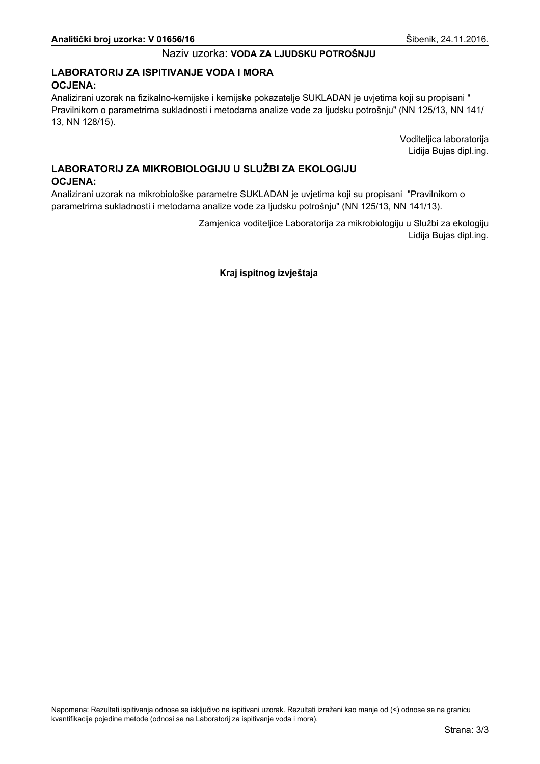**Analitički broj uzorka: V 01656/16** Šibenik, 24.11.2016.

Naziv uzorka: **VODA ZA LJUDSKU POTROŠNJU**

## LABORATORIJ ZA ISPITIVANJE VODA I MORA

**OCJENA:**

Analizirani uzorak na fizikalno-kemijske i kemijske pokazatelje SUKLADAN je uvjetima koji su propisani " Pravilnikom o parametrima sukladnosti i metodama analize vode za ljudsku potrošnju" (NN 125/13, NN 141/13, NN 128/15).

Voditeljica laboratorija
Lidija Bujas dipl.ing.

## LABORATORIJ ZA MIKROBIOLOGIJU U SLUŽBI ZA EKOLOGIJU

**OCJENA:**

Analizirani uzorak na mikrobiološke parametre SUKLADAN je uvjetima koji su propisani "Pravilnikom o parametrima sukladnosti i metodama analize vode za ljudsku potrošnju" (NN 125/13, NN 141/13).

Zamjenica voditeljice Laboratorija za mikrobiologiju u Službi za ekologiju
Lidija Bujas dipl.ing.

**Kraj ispitnog izvještaja**

Napomena: Rezultati ispitivanja odnose se isključivo na ispitivani uzorak. Rezultati izraženi kao manje od (<) odnose se na granicu kvantifikacije pojedine metode (odnosi se na Laboratorij za ispitivanje voda i mora).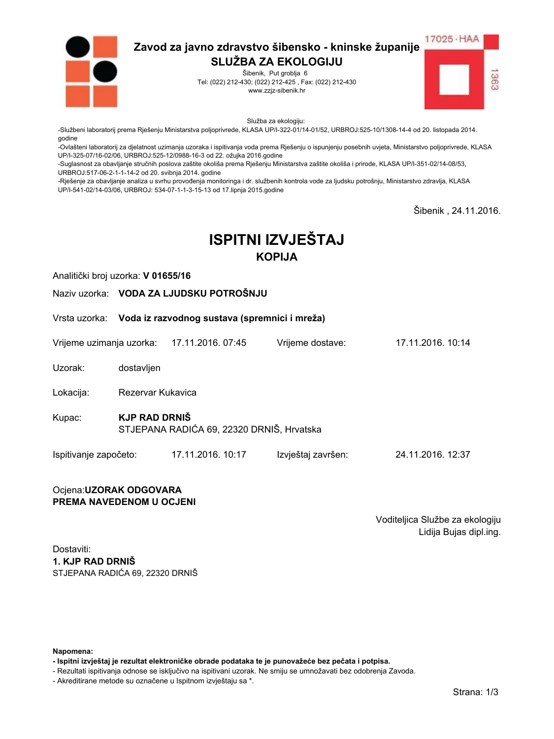# Zavod za javno zdravstvo šibensko - kninske županije

## SLUŽBA ZA EKOLOGIJU

Šibenik, Put groblja 6
Tel: (022) 212-430; (022) 212-425 , Fax: (022) 212-430
www.zzjz-sibenik.hr

17025 · HAA
1363

Služba za ekologiju:
-Službeni laboratorij prema Rješenju Ministarstva poljoprivrede, KLASA UP/I-322-01/14-01/52, URBROJ:525-10/1308-14-4 od 20. listopada 2014. godine
-Ovlašteni laboratorij za djelatnost uzimanja uzoraka i ispitivanja voda prema Rješenju o ispunjenju posebnih uvjeta, Ministarstvo poljoprivrede, KLASA UP/I-325-07/16-02/06, URBROJ:525-12/0988-16-3 od 22. ožujka 2016.godine
-Suglasnost za obavljanje stručnih poslova zaštite okoliša prema Rješenju Ministarstva zaštite okoliša i prirode, KLASA UP/I-351-02/14-08/53, URBROJ:517-06-2-1-1-14-2 od 20. svibnja 2014. godine
-Rješenje za obavljanje analiza u svrhu provođenja monitoringa i dr. službenih kontrola vode za ljudsku potrošnju, Ministarstvo zdravlja, KLASA UP/I-541-02/14-03/06, URBROJ: 534-07-1-1-3-15-13 od 17.lipnja 2015.godine

Šibenik , 24.11.2016.

# ISPITNI IZVJEŠTAJ

## KOPIJA

Analitički broj uzorka: **V 01655/16**

Naziv uzorka: **VODA ZA LJUDSKU POTROŠNJU**

Vrsta uzorka: **Voda iz razvodnog sustava (spremnici i mreža)**

Vrijeme uzimanja uzorka: 17.11.2016. 07:45 Vrijeme dostave: 17.11.2016. 10:14

Uzorak: dostavljen

Lokacija: Rezervar Kukavica

Kupac: **KJP RAD DRNIŠ**
STJEPANA RADIĆA 69, 22320 DRNIŠ, Hrvatska

Ispitivanje započeto: 17.11.2016. 10:17 Izvještaj završen: 24.11.2016. 12:37

Ocjena:**UZORAK ODGOVARA PREMA NAVEDENOM U OCJENI**

Voditeljica Službe za ekologiju
Lidija Bujas dipl.ing.

Dostaviti:
**1. KJP RAD DRNIŠ**
STJEPANA RADIĆA 69, 22320 DRNIŠ

**Napomena:**
**- Ispitni izvještaj je rezultat elektroničke obrade podataka te je punovažeće bez pečata i potpisa.**
- Rezultati ispitivanja odnose se isključivo na ispitivani uzorak. Ne smiju se umnožavati bez odobrenja Zavoda.
- Akreditirane metode su označene u Ispitnom izvještaju sa *.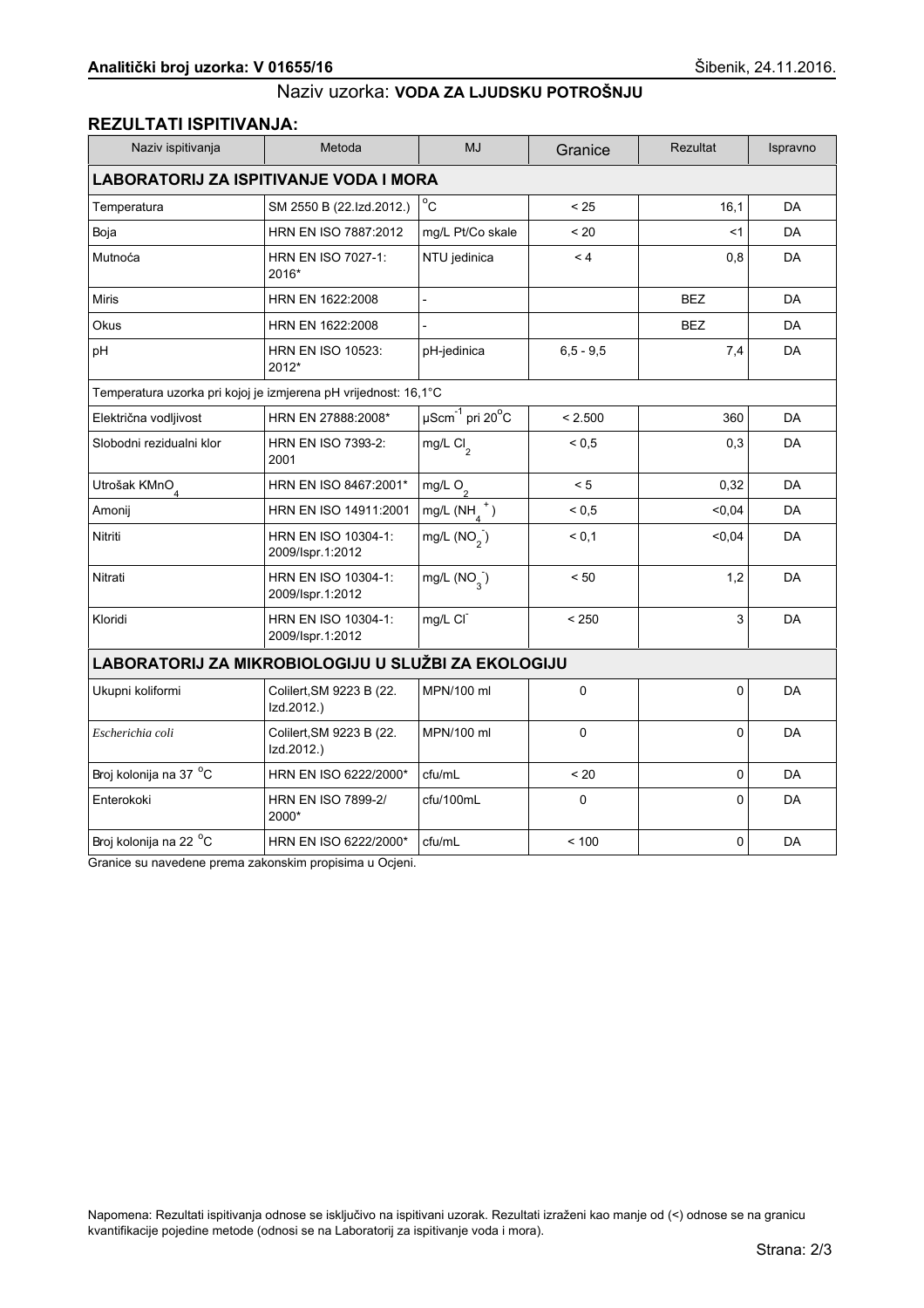**Analitički broj uzorka: V 01655/16**

Šibenik, 24.11.2016.

Naziv uzorka: **VODA ZA LJUDSKU POTROŠNJU**

## REZULTATI ISPITIVANJA:

| Naziv ispitivanja | Metoda | MJ | Granice | Rezultat | Ispravno |
|---|---|---|---|---|---|
| **LABORATORIJ ZA ISPITIVANJE VODA I MORA** | | | | | |
| Temperatura | SM 2550 B (22.Izd.2012.) | $^{o}C$ | < 25 | 16,1 | DA |
| Boja | HRN EN ISO 7887:2012 | mg/L Pt/Co skale | < 20 | <1 | DA |
| Mutnoća | HRN EN ISO 7027-1: 2016* | NTU jedinica | < 4 | 0,8 | DA |
| Miris | HRN EN 1622:2008 | - | | BEZ | DA |
| Okus | HRN EN 1622:2008 | - | | BEZ | DA |
| pH | HRN EN ISO 10523: 2012* | pH-jedinica | 6,5 - 9,5 | 7,4 | DA |
| Temperatura uzorka pri kojoj je izmjerena pH vrijednost: 16,1°C | | | | | |
| Električna vodljivost | HRN EN 27888:2008* | $\mu Scm^{-1}$ pri $20^{o}C$ | < 2.500 | 360 | DA |
| Slobodni rezidualni klor | HRN EN ISO 7393-2: 2001 | mg/L $Cl_2$ | < 0,5 | 0,3 | DA |
| Utrošak $KMnO_4$ | HRN EN ISO 8467:2001* | mg/L $O_2$ | < 5 | 0,32 | DA |
| Amonij | HRN EN ISO 14911:2001 | mg/L ($NH_4^+$) | < 0,5 | <0,04 | DA |
| Nitriti | HRN EN ISO 10304-1: 2009/Ispr.1:2012 | mg/L ($NO_2^-$) | < 0,1 | <0,04 | DA |
| Nitrati | HRN EN ISO 10304-1: 2009/Ispr.1:2012 | mg/L ($NO_3^-$) | < 50 | 1,2 | DA |
| Kloridi | HRN EN ISO 10304-1: 2009/Ispr.1:2012 | mg/L $Cl^-$ | < 250 | 3 | DA |
| **LABORATORIJ ZA MIKROBIOLOGIJU U SLUŽBI ZA EKOLOGIJU** | | | | | |
| Ukupni koliformi | Colilert,SM 9223 B (22. Izd.2012.) | MPN/100 ml | 0 | 0 | DA |
| *Escherichia coli* | Colilert,SM 9223 B (22. Izd.2012.) | MPN/100 ml | 0 | 0 | DA |
| Broj kolonija na 37 $^{o}C$ | HRN EN ISO 6222/2000* | cfu/mL | < 20 | 0 | DA |
| Enterokoki | HRN EN ISO 7899-2/ 2000* | cfu/100mL | 0 | 0 | DA |
| Broj kolonija na 22 $^{o}C$ | HRN EN ISO 6222/2000* | cfu/mL | < 100 | 0 | DA |

Granice su navedene prema zakonskim propisima u Ocjeni.

Napomena: Rezultati ispitivanja odnose se isključivo na ispitivani uzorak. Rezultati izraženi kao manje od (<) odnose se na granicu kvantifikacije pojedine metode (odnosi se na Laboratorij za ispitivanje voda i mora).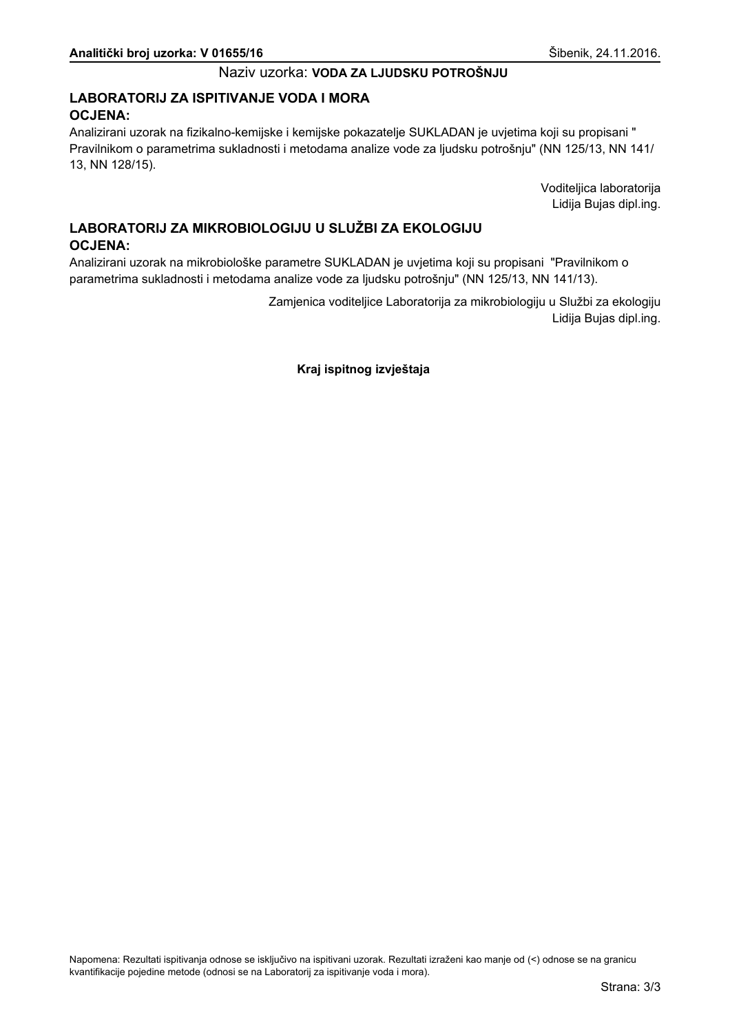**Analitički broj uzorka: V 01655/16** Šibenik, 24.11.2016.

Naziv uzorka: **VODA ZA LJUDSKU POTROŠNJU**

## LABORATORIJ ZA ISPITIVANJE VODA I MORA

**OCJENA:**

Analizirani uzorak na fizikalno-kemijske i kemijske pokazatelje SUKLADAN je uvjetima koji su propisani " Pravilnikom o parametrima sukladnosti i metodama analize vode za ljudsku potrošnju" (NN 125/13, NN 141/ 13, NN 128/15).

Voditeljica laboratorija
Lidija Bujas dipl.ing.

## LABORATORIJ ZA MIKROBIOLOGIJU U SLUŽBI ZA EKOLOGIJU

**OCJENA:**

Analizirani uzorak na mikrobiološke parametre SUKLADAN je uvjetima koji su propisani "Pravilnikom o parametrima sukladnosti i metodama analize vode za ljudsku potrošnju" (NN 125/13, NN 141/13).

Zamjenica voditeljice Laboratorija za mikrobiologiju u Službi za ekologiju
Lidija Bujas dipl.ing.

**Kraj ispitnog izvještaja**

Napomena: Rezultati ispitivanja odnose se isključivo na ispitivani uzorak. Rezultati izraženi kao manje od (<) odnose se na granicu kvantifikacije pojedine metode (odnosi se na Laboratorij za ispitivanje voda i mora).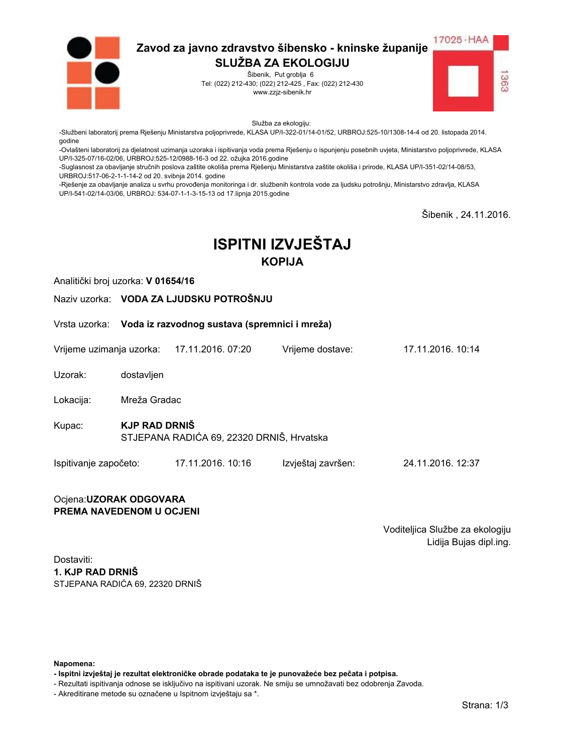**Zavod za javno zdravstvo šibensko - kninske županije**
**SLUŽBA ZA EKOLOGIJU**
Šibenik, Put groblja 6
Tel: (022) 212-430; (022) 212-425 , Fax: (022) 212-430
www.zzjz-sibenik.hr

17025 · HAA 1363

Služba za ekologiju:
-Službeni laboratorij prema Rješenju Ministarstva poljoprivrede, KLASA UP/I-322-01/14-01/52, URBROJ:525-10/1308-14-4 od 20. listopada 2014. godine
-Ovlašteni laboratorij za djelatnost uzimanja uzoraka i ispitivanja voda prema Rješenju o ispunjenju posebnih uvjeta, Ministarstvo poljoprivrede, KLASA UP/I-325-07/16-02/06, URBROJ:525-12/0988-16-3 od 22. ožujka 2016.godine
-Suglasnost za obavljanje stručnih poslova zaštite okoliša prema Rješenju Ministarstva zaštite okoliša i prirode, KLASA UP/I-351-02/14-08/53, URBROJ:517-06-2-1-1-14-2 od 20. svibnja 2014. godine
-Rješenje za obavljanje analiza u svrhu provođenja monitoringa i dr. službenih kontrola vode za ljudsku potrošnju, Ministarstvo zdravlja, KLASA UP/I-541-02/14-03/06, URBROJ: 534-07-1-1-3-15-13 od 17.lipnja 2015.godine

Šibenik , 24.11.2016.

# ISPITNI IZVJEŠTAJ
## KOPIJA

Analitički broj uzorka: **V 01654/16**

Naziv uzorka: **VODA ZA LJUDSKU POTROŠNJU**

Vrsta uzorka: **Voda iz razvodnog sustava (spremnici i mreža)**

Vrijeme uzimanja uzorka: 17.11.2016. 07:20 Vrijeme dostave: 17.11.2016. 10:14

Uzorak: dostavljen

Lokacija: Mreža Gradac

Kupac: **KJP RAD DRNIŠ**
STJEPANA RADIĆA 69, 22320 DRNIŠ, Hrvatska

Ispitivanje započeto: 17.11.2016. 10:16 Izvještaj završen: 24.11.2016. 12:37

Ocjena:**UZORAK ODGOVARA PREMA NAVEDENOM U OCJENI**

Voditeljica Službe za ekologiju
Lidija Bujas dipl.ing.

Dostaviti:
**1. KJP RAD DRNIŠ**
STJEPANA RADIĆA 69, 22320 DRNIŠ

**Napomena:**
**- Ispitni izvještaj je rezultat elektroničke obrade podataka te je punovažeće bez pečata i potpisa.**
- Rezultati ispitivanja odnose se isključivo na ispitivani uzorak. Ne smiju se umnožavati bez odobrenja Zavoda.
- Akreditirane metode su označene u Ispitnom izvještaju sa *.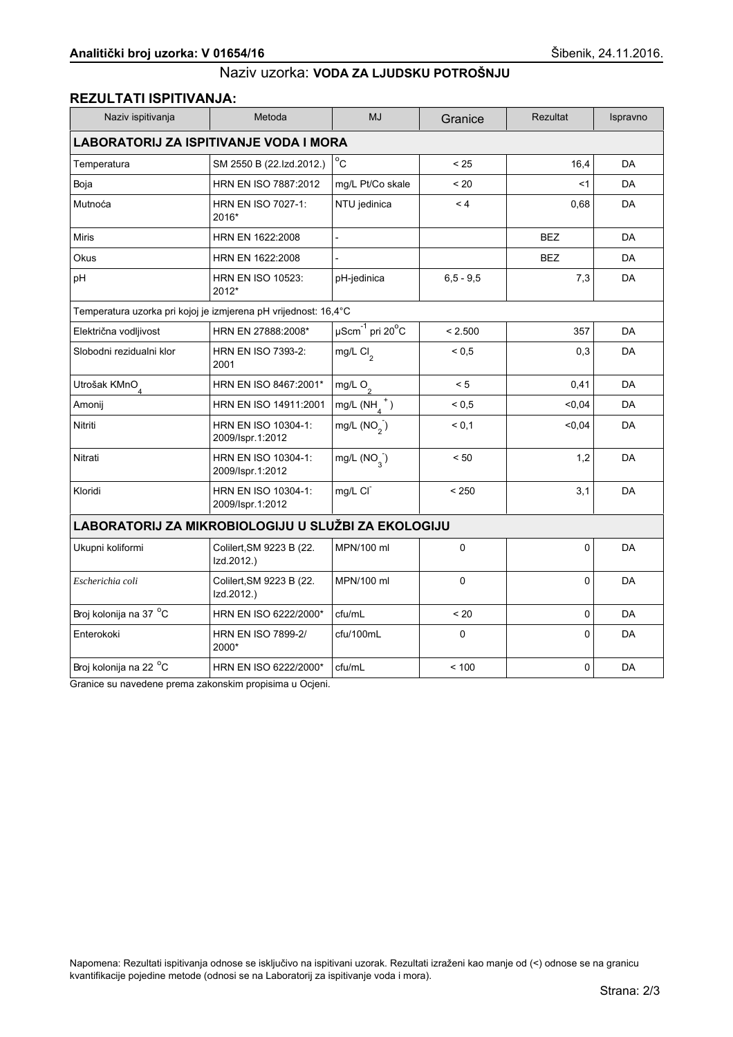**Analitički broj uzorka: V 01654/16**

Šibenik, 24.11.2016.

Naziv uzorka: **VODA ZA LJUDSKU POTROŠNJU**

## REZULTATI ISPITIVANJA:

| Naziv ispitivanja | Metoda | MJ | Granice | Rezultat | Ispravno |
|---|---|---|---|---|---|
| **LABORATORIJ ZA ISPITIVANJE VODA I MORA** | | | | | |
| Temperatura | SM 2550 B (22.Izd.2012.) | $^{o}C$ | < 25 | 16,4 | DA |
| Boja | HRN EN ISO 7887:2012 | mg/L Pt/Co skale | < 20 | <1 | DA |
| Mutnoća | HRN EN ISO 7027-1: 2016* | NTU jedinica | < 4 | 0,68 | DA |
| Miris | HRN EN 1622:2008 | - | | BEZ | DA |
| Okus | HRN EN 1622:2008 | - | | BEZ | DA |
| pH | HRN EN ISO 10523: 2012* | pH-jedinica | 6,5 - 9,5 | 7,3 | DA |
| Temperatura uzorka pri kojoj je izmjerena pH vrijednost: 16,4°C | | | | | |
| Električna vodljivost | HRN EN 27888:2008* | $\mu Scm^{-1}$ pri $20^{o}C$ | < 2.500 | 357 | DA |
| Slobodni rezidualni klor | HRN EN ISO 7393-2: 2001 | mg/L $Cl_2$ | < 0,5 | 0,3 | DA |
| Utrošak $KMnO_4$ | HRN EN ISO 8467:2001* | mg/L $O_2$ | < 5 | 0,41 | DA |
| Amonij | HRN EN ISO 14911:2001 | mg/L ($NH_4^+$) | < 0,5 | <0,04 | DA |
| Nitriti | HRN EN ISO 10304-1: 2009/Ispr.1:2012 | mg/L ($NO_2^-$) | < 0,1 | <0,04 | DA |
| Nitrati | HRN EN ISO 10304-1: 2009/Ispr.1:2012 | mg/L ($NO_3^-$) | < 50 | 1,2 | DA |
| Kloridi | HRN EN ISO 10304-1: 2009/Ispr.1:2012 | mg/L $Cl^-$ | < 250 | 3,1 | DA |
| **LABORATORIJ ZA MIKROBIOLOGIJU U SLUŽBI ZA EKOLOGIJU** | | | | | |
| Ukupni koliformi | Colilert,SM 9223 B (22. Izd.2012.) | MPN/100 ml | 0 | 0 | DA |
| *Escherichia coli* | Colilert,SM 9223 B (22. Izd.2012.) | MPN/100 ml | 0 | 0 | DA |
| Broj kolonija na 37 $^{o}C$ | HRN EN ISO 6222/2000* | cfu/mL | < 20 | 0 | DA |
| Enterokoki | HRN EN ISO 7899-2/ 2000* | cfu/100mL | 0 | 0 | DA |
| Broj kolonija na 22 $^{o}C$ | HRN EN ISO 6222/2000* | cfu/mL | < 100 | 0 | DA |

Granice su navedene prema zakonskim propisima u Ocjeni.

Napomena: Rezultati ispitivanja odnose se isključivo na ispitivani uzorak. Rezultati izraženi kao manje od (<) odnose se na granicu kvantifikacije pojedine metode (odnosi se na Laboratorij za ispitivanje voda i mora).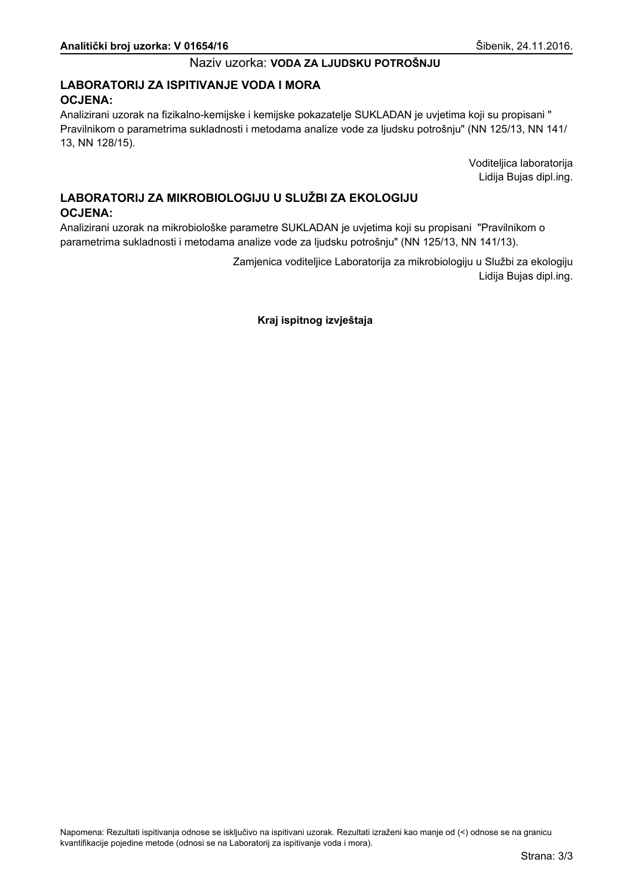**Analitički broj uzorka: V 01654/16** Šibenik, 24.11.2016.

Naziv uzorka: **VODA ZA LJUDSKU POTROŠNJU**

## LABORATORIJ ZA ISPITIVANJE VODA I MORA

### OCJENA:

Analizirani uzorak na fizikalno-kemijske i kemijske pokazatelje SUKLADAN je uvjetima koji su propisani " Pravilnikom o parametrima sukladnosti i metodama analize vode za ljudsku potrošnju" (NN 125/13, NN 141/ 13, NN 128/15).

Voditeljica laboratorija
Lidija Bujas dipl.ing.

## LABORATORIJ ZA MIKROBIOLOGIJU U SLUŽBI ZA EKOLOGIJU

### OCJENA:

Analizirani uzorak na mikrobiološke parametre SUKLADAN je uvjetima koji su propisani "Pravilnikom o parametrima sukladnosti i metodama analize vode za ljudsku potrošnju" (NN 125/13, NN 141/13).

Zamjenica voditeljice Laboratorija za mikrobiologiju u Službi za ekologiju
Lidija Bujas dipl.ing.

**Kraj ispitnog izvještaja**

Napomena: Rezultati ispitivanja odnose se isključivo na ispitivani uzorak. Rezultati izraženi kao manje od (<) odnose se na granicu kvantifikacije pojedine metode (odnosi se na Laboratorij za ispitivanje voda i mora).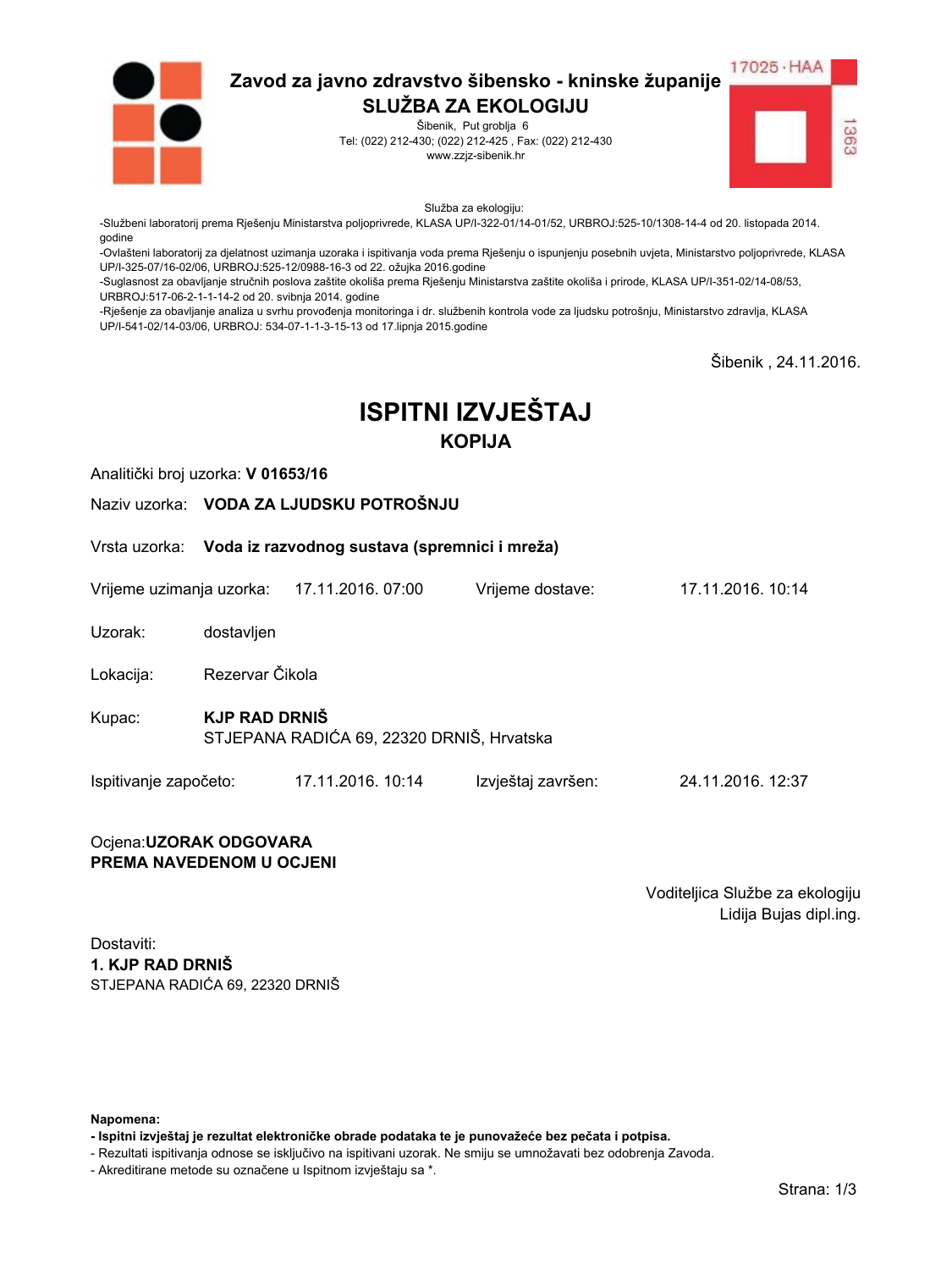**Zavod za javno zdravstvo šibensko - kninske županije**
**SLUŽBA ZA EKOLOGIJU**
Šibenik, Put groblja 6
Tel: (022) 212-430; (022) 212-425 , Fax: (022) 212-430
www.zzjz-sibenik.hr

17025 · HAA
1363

Služba za ekologiju:
-Službeni laboratorij prema Rješenju Ministarstva poljoprivrede, KLASA UP/I-322-01/14-01/52, URBROJ:525-10/1308-14-4 od 20. listopada 2014. godine
-Ovlašteni laboratorij za djelatnost uzimanja uzoraka i ispitivanja voda prema Rješenju o ispunjenju posebnih uvjeta, Ministarstvo poljoprivrede, KLASA UP/I-325-07/16-02/06, URBROJ:525-12/0988-16-3 od 22. ožujka 2016.godine
-Suglasnost za obavljanje stručnih poslova zaštite okoliša prema Rješenju Ministarstva zaštite okoliša i prirode, KLASA UP/I-351-02/14-08/53, URBROJ:517-06-2-1-1-14-2 od 20. svibnja 2014. godine
-Rješenje za obavljanje analiza u svrhu provođenja monitoringa i dr. službenih kontrola vode za ljudsku potrošnju, Ministarstvo zdravlja, KLASA UP/I-541-02/14-03/06, URBROJ: 534-07-1-1-3-15-13 od 17.lipnja 2015.godine

Šibenik , 24.11.2016.

# ISPITNI IZVJEŠTAJ
## KOPIJA

Analitički broj uzorka: **V 01653/16**

Naziv uzorka: **VODA ZA LJUDSKU POTROŠNJU**

Vrsta uzorka: **Voda iz razvodnog sustava (spremnici i mreža)**

Vrijeme uzimanja uzorka: 17.11.2016. 07:00 Vrijeme dostave: 17.11.2016. 10:14

Uzorak: dostavljen

Lokacija: Rezervar Čikola

Kupac: **KJP RAD DRNIŠ**
STJEPANA RADIĆA 69, 22320 DRNIŠ, Hrvatska

Ispitivanje započeto: 17.11.2016. 10:14 Izvještaj završen: 24.11.2016. 12:37

Ocjena:**UZORAK ODGOVARA PREMA NAVEDENOM U OCJENI**

Voditeljica Službe za ekologiju
Lidija Bujas dipl.ing.

Dostaviti:
**1. KJP RAD DRNIŠ**
STJEPANA RADIĆA 69, 22320 DRNIŠ

**Napomena:**
**- Ispitni izvještaj je rezultat elektroničke obrade podataka te je punovažeće bez pečata i potpisa.**
- Rezultati ispitivanja odnose se isključivo na ispitivani uzorak. Ne smiju se umnožavati bez odobrenja Zavoda.
- Akreditirane metode su označene u Ispitnom izvještaju sa *.

Strana: 1/3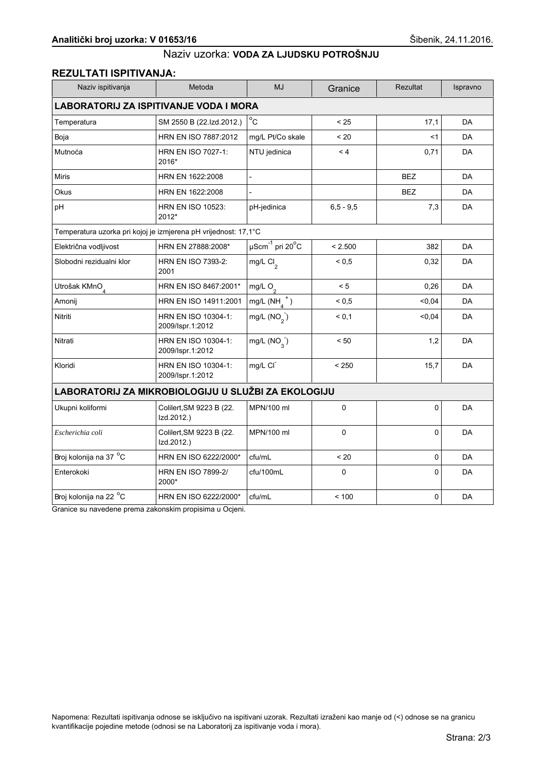**Analitički broj uzorka: V 01653/16** Šibenik, 24.11.2016.

Naziv uzorka: **VODA ZA LJUDSKU POTROŠNJU**

## REZULTATI ISPITIVANJA:

| Naziv ispitivanja | Metoda | MJ | Granice | Rezultat | Ispravno |
|---|---|---|---|---|---|
| **LABORATORIJ ZA ISPITIVANJE VODA I MORA** | | | | | |
| Temperatura | SM 2550 B (22.Izd.2012.) | $^{o}C$ | < 25 | 17,1 | DA |
| Boja | HRN EN ISO 7887:2012 | mg/L Pt/Co skale | < 20 | <1 | DA |
| Mutnoća | HRN EN ISO 7027-1: 2016* | NTU jedinica | < 4 | 0,71 | DA |
| Miris | HRN EN 1622:2008 | - | | BEZ | DA |
| Okus | HRN EN 1622:2008 | - | | BEZ | DA |
| pH | HRN EN ISO 10523: 2012* | pH-jedinica | 6,5 - 9,5 | 7,3 | DA |
| Temperatura uzorka pri kojoj je izmjerena pH vrijednost: 17,1°C | | | | | |
| Električna vodljivost | HRN EN 27888:2008* | $\mu Scm^{-1}$ pri $20^{o}C$ | < 2.500 | 382 | DA |
| Slobodni rezidualni klor | HRN EN ISO 7393-2: 2001 | mg/L $Cl_2$ | < 0,5 | 0,32 | DA |
| Utrošak $KMnO_4$ | HRN EN ISO 8467:2001* | mg/L $O_2$ | < 5 | 0,26 | DA |
| Amonij | HRN EN ISO 14911:2001 | mg/L ($NH_4^+$) | < 0,5 | <0,04 | DA |
| Nitriti | HRN EN ISO 10304-1: 2009/Ispr.1:2012 | mg/L ($NO_2^-$) | < 0,1 | <0,04 | DA |
| Nitrati | HRN EN ISO 10304-1: 2009/Ispr.1:2012 | mg/L ($NO_3^-$) | < 50 | 1,2 | DA |
| Kloridi | HRN EN ISO 10304-1: 2009/Ispr.1:2012 | mg/L $Cl^-$ | < 250 | 15,7 | DA |
| **LABORATORIJ ZA MIKROBIOLOGIJU U SLUŽBI ZA EKOLOGIJU** | | | | | |
| Ukupni koliformi | Colilert,SM 9223 B (22. Izd.2012.) | MPN/100 ml | 0 | 0 | DA |
| *Escherichia coli* | Colilert,SM 9223 B (22. Izd.2012.) | MPN/100 ml | 0 | 0 | DA |
| Broj kolonija na 37 $^{o}C$ | HRN EN ISO 6222/2000* | cfu/mL | < 20 | 0 | DA |
| Enterokoki | HRN EN ISO 7899-2/ 2000* | cfu/100mL | 0 | 0 | DA |
| Broj kolonija na 22 $^{o}C$ | HRN EN ISO 6222/2000* | cfu/mL | < 100 | 0 | DA |

Granice su navedene prema zakonskim propisima u Ocjeni.

Napomena: Rezultati ispitivanja odnose se isključivo na ispitivani uzorak. Rezultati izraženi kao manje od (<) odnose se na granicu kvantifikacije pojedine metode (odnosi se na Laboratorij za ispitivanje voda i mora).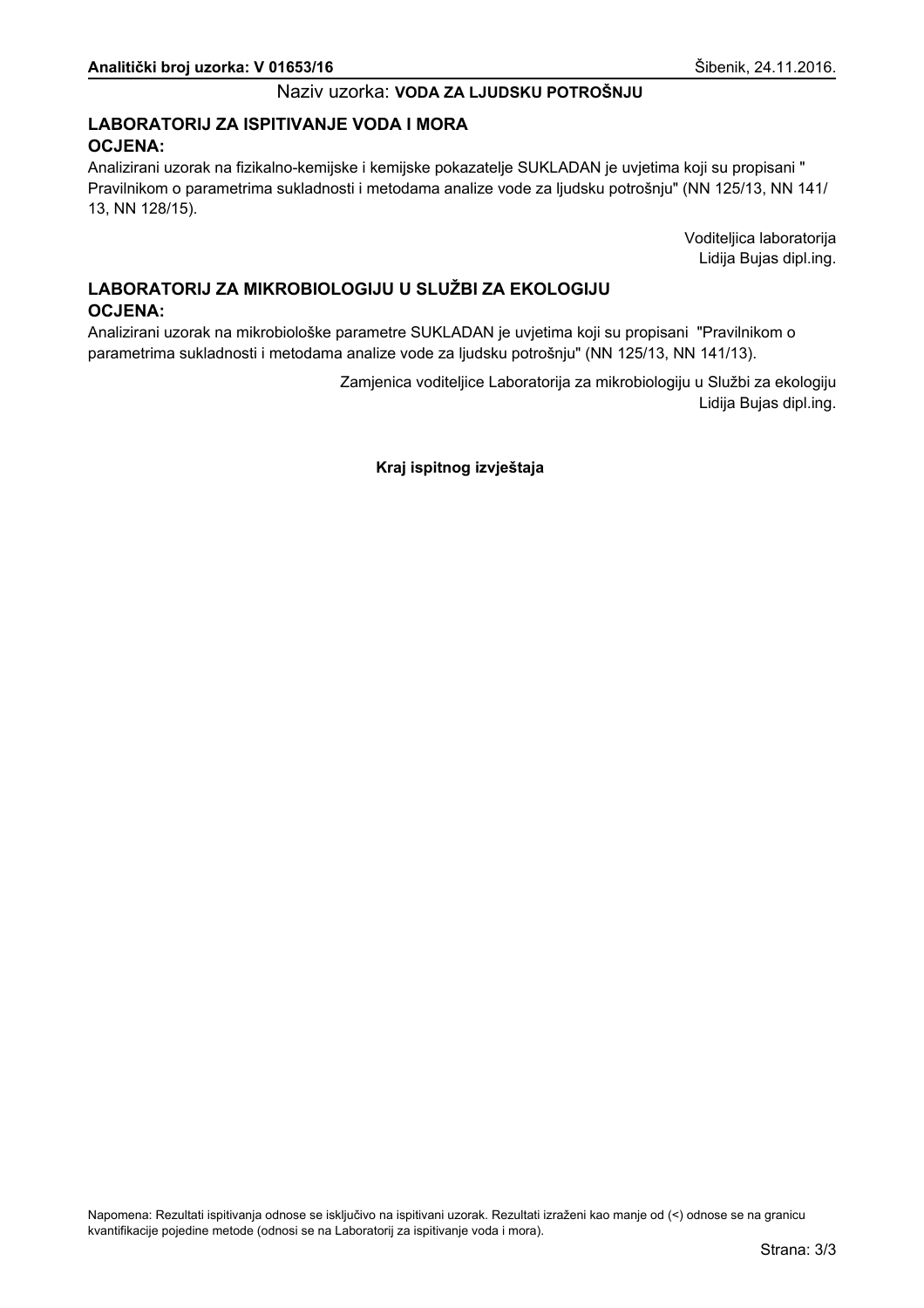Analitički broj uzorka: V 01653/16 Šibenik, 24.11.2016.

Naziv uzorka: **VODA ZA LJUDSKU POTROŠNJU**

## LABORATORIJ ZA ISPITIVANJE VODA I MORA

### OCJENA:

Analizirani uzorak na fizikalno-kemijske i kemijske pokazatelje SUKLADAN je uvjetima koji su propisani " Pravilnikom o parametrima sukladnosti i metodama analize vode za ljudsku potrošnju" (NN 125/13, NN 141/13, NN 128/15).

Voditeljica laboratorija
Lidija Bujas dipl.ing.

## LABORATORIJ ZA MIKROBIOLOGIJU U SLUŽBI ZA EKOLOGIJU

### OCJENA:

Analizirani uzorak na mikrobiološke parametre SUKLADAN je uvjetima koji su propisani "Pravilnikom o parametrima sukladnosti i metodama analize vode za ljudsku potrošnju" (NN 125/13, NN 141/13).

Zamjenica voditeljice Laboratorija za mikrobiologiju u Službi za ekologiju
Lidija Bujas dipl.ing.

**Kraj ispitnog izvještaja**

Napomena: Rezultati ispitivanja odnose se isključivo na ispitivani uzorak. Rezultati izraženi kao manje od (<) odnose se na granicu kvantifikacije pojedine metode (odnosi se na Laboratorij za ispitivanje voda i mora).